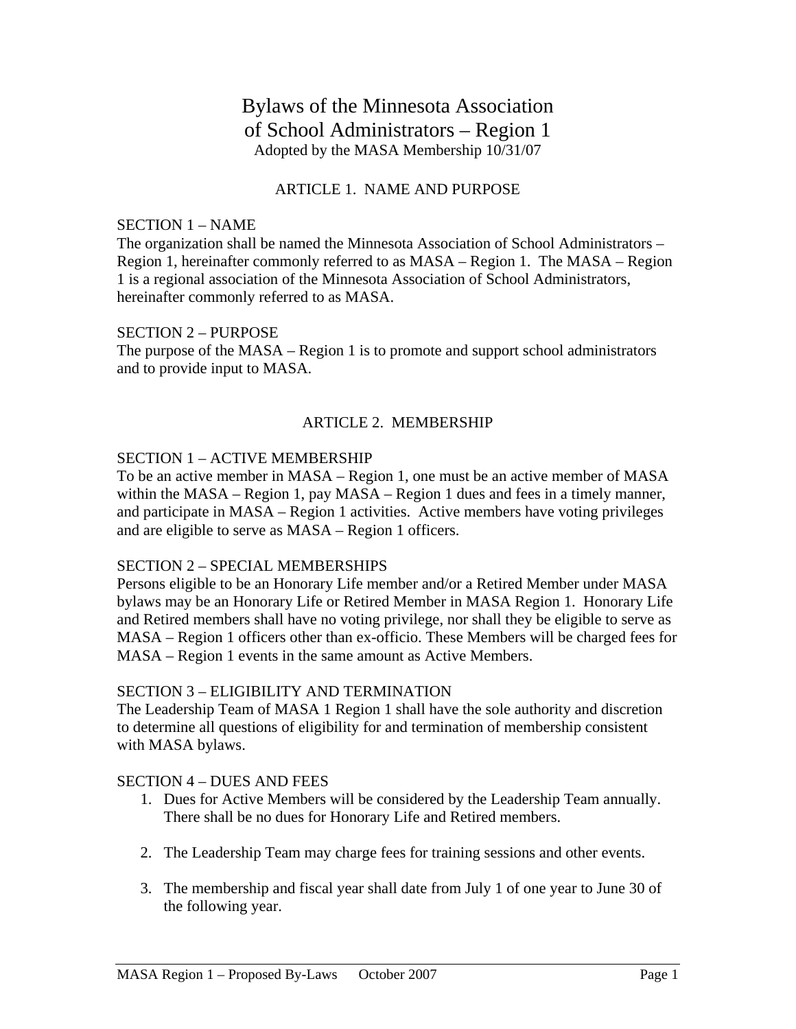# Bylaws of the Minnesota Association of School Administrators – Region 1

Adopted by the MASA Membership 10/31/07

## ARTICLE 1. NAME AND PURPOSE

### SECTION 1 – NAME

The organization shall be named the Minnesota Association of School Administrators – Region 1, hereinafter commonly referred to as MASA – Region 1. The MASA – Region 1 is a regional association of the Minnesota Association of School Administrators, hereinafter commonly referred to as MASA.

### SECTION 2 – PURPOSE

The purpose of the MASA – Region 1 is to promote and support school administrators and to provide input to MASA.

## ARTICLE 2. MEMBERSHIP

### SECTION 1 – ACTIVE MEMBERSHIP

To be an active member in MASA – Region 1, one must be an active member of MASA within the MASA – Region 1, pay MASA – Region 1 dues and fees in a timely manner, and participate in MASA – Region 1 activities. Active members have voting privileges and are eligible to serve as MASA – Region 1 officers.

### SECTION 2 – SPECIAL MEMBERSHIPS

Persons eligible to be an Honorary Life member and/or a Retired Member under MASA bylaws may be an Honorary Life or Retired Member in MASA Region 1. Honorary Life and Retired members shall have no voting privilege, nor shall they be eligible to serve as MASA – Region 1 officers other than ex-officio. These Members will be charged fees for MASA – Region 1 events in the same amount as Active Members.

### SECTION 3 – ELIGIBILITY AND TERMINATION

The Leadership Team of MASA 1 Region 1 shall have the sole authority and discretion to determine all questions of eligibility for and termination of membership consistent with MASA bylaws.

### SECTION 4 – DUES AND FEES

1. Dues for Active Members will be considered by the Leadership Team annually. There shall be no dues for Honorary Life and Retired members.
2. The Leadership Team may charge fees for training sessions and other events.
3. The membership and fiscal year shall date from July 1 of one year to June 30 of the following year.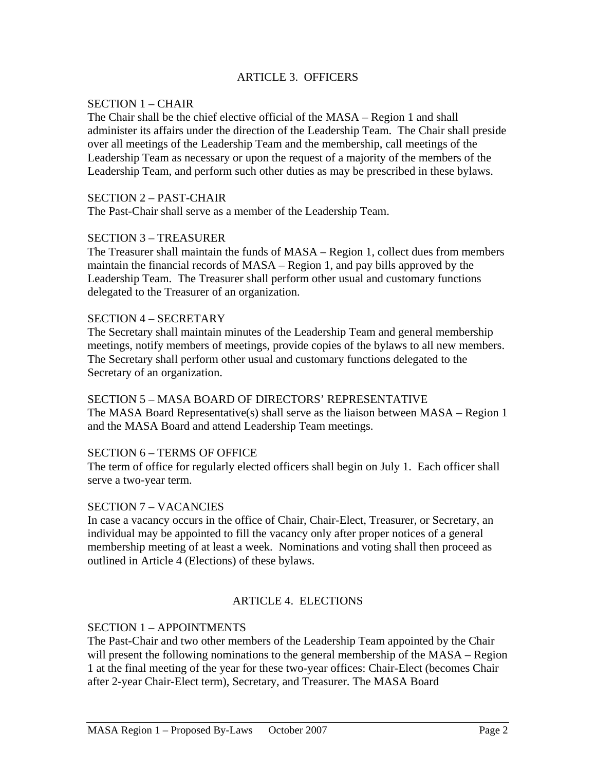## ARTICLE 3. OFFICERS

### SECTION 1 – CHAIR

The Chair shall be the chief elective official of the MASA – Region 1 and shall administer its affairs under the direction of the Leadership Team. The Chair shall preside over all meetings of the Leadership Team and the membership, call meetings of the Leadership Team as necessary or upon the request of a majority of the members of the Leadership Team, and perform such other duties as may be prescribed in these bylaws.

### SECTION 2 – PAST-CHAIR

The Past-Chair shall serve as a member of the Leadership Team.

### SECTION 3 – TREASURER

The Treasurer shall maintain the funds of MASA – Region 1, collect dues from members maintain the financial records of MASA – Region 1, and pay bills approved by the Leadership Team. The Treasurer shall perform other usual and customary functions delegated to the Treasurer of an organization.

### SECTION 4 – SECRETARY

The Secretary shall maintain minutes of the Leadership Team and general membership meetings, notify members of meetings, provide copies of the bylaws to all new members. The Secretary shall perform other usual and customary functions delegated to the Secretary of an organization.

### SECTION 5 – MASA BOARD OF DIRECTORS' REPRESENTATIVE

The MASA Board Representative(s) shall serve as the liaison between MASA – Region 1 and the MASA Board and attend Leadership Team meetings.

### SECTION 6 – TERMS OF OFFICE

The term of office for regularly elected officers shall begin on July 1. Each officer shall serve a two-year term.

### SECTION 7 – VACANCIES

In case a vacancy occurs in the office of Chair, Chair-Elect, Treasurer, or Secretary, an individual may be appointed to fill the vacancy only after proper notices of a general membership meeting of at least a week. Nominations and voting shall then proceed as outlined in Article 4 (Elections) of these bylaws.

## ARTICLE 4. ELECTIONS

### SECTION 1 – APPOINTMENTS

The Past-Chair and two other members of the Leadership Team appointed by the Chair will present the following nominations to the general membership of the MASA – Region 1 at the final meeting of the year for these two-year offices: Chair-Elect (becomes Chair after 2-year Chair-Elect term), Secretary, and Treasurer. The MASA Board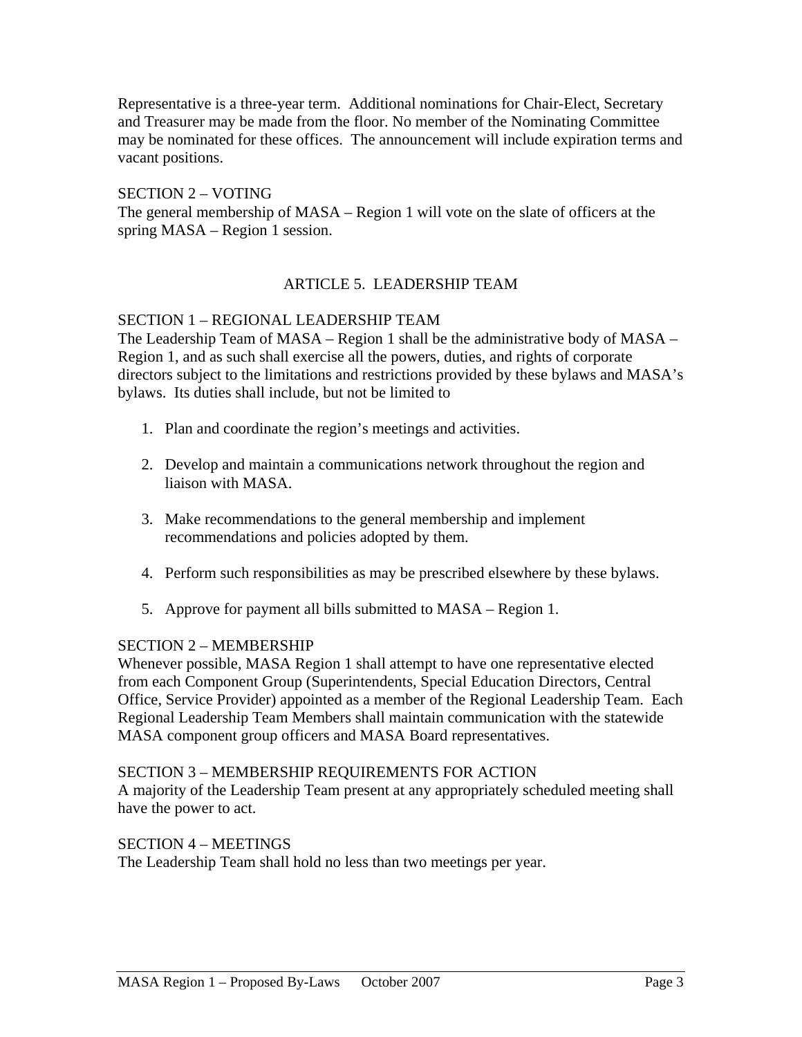Representative is a three-year term. Additional nominations for Chair-Elect, Secretary and Treasurer may be made from the floor. No member of the Nominating Committee may be nominated for these offices. The announcement will include expiration terms and vacant positions.

SECTION 2 – VOTING

The general membership of MASA – Region 1 will vote on the slate of officers at the spring MASA – Region 1 session.

## ARTICLE 5. LEADERSHIP TEAM

SECTION 1 – REGIONAL LEADERSHIP TEAM

The Leadership Team of MASA – Region 1 shall be the administrative body of MASA – Region 1, and as such shall exercise all the powers, duties, and rights of corporate directors subject to the limitations and restrictions provided by these bylaws and MASA's bylaws. Its duties shall include, but not be limited to

1. Plan and coordinate the region's meetings and activities.

2. Develop and maintain a communications network throughout the region and liaison with MASA.

3. Make recommendations to the general membership and implement recommendations and policies adopted by them.

4. Perform such responsibilities as may be prescribed elsewhere by these bylaws.

5. Approve for payment all bills submitted to MASA – Region 1.

SECTION 2 – MEMBERSHIP

Whenever possible, MASA Region 1 shall attempt to have one representative elected from each Component Group (Superintendents, Special Education Directors, Central Office, Service Provider) appointed as a member of the Regional Leadership Team. Each Regional Leadership Team Members shall maintain communication with the statewide MASA component group officers and MASA Board representatives.

SECTION 3 – MEMBERSHIP REQUIREMENTS FOR ACTION

A majority of the Leadership Team present at any appropriately scheduled meeting shall have the power to act.

SECTION 4 – MEETINGS

The Leadership Team shall hold no less than two meetings per year.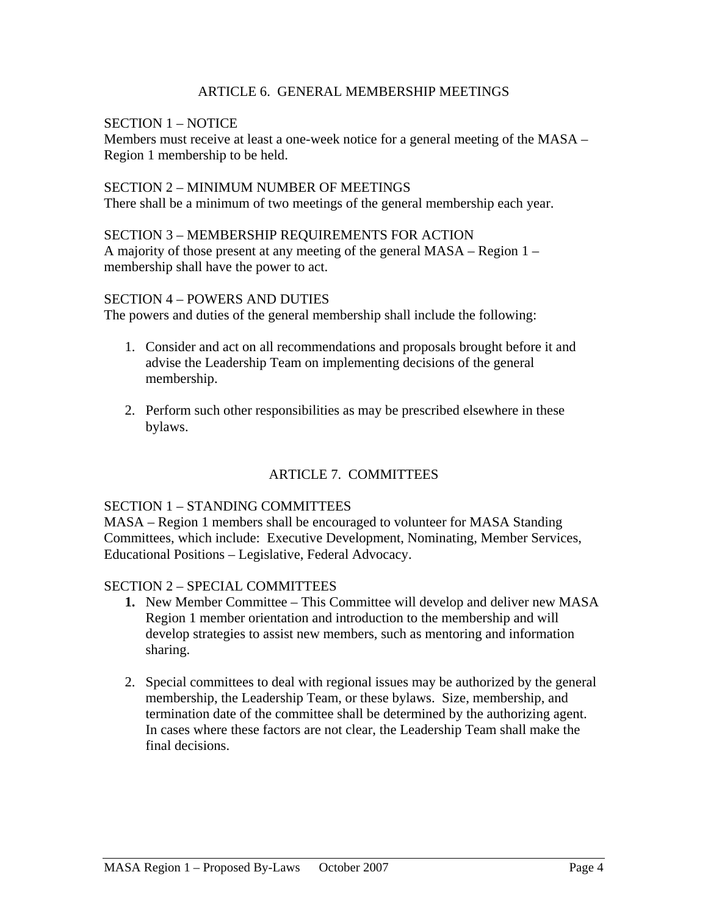## ARTICLE 6. GENERAL MEMBERSHIP MEETINGS

SECTION 1 – NOTICE
Members must receive at least a one-week notice for a general meeting of the MASA – Region 1 membership to be held.

SECTION 2 – MINIMUM NUMBER OF MEETINGS
There shall be a minimum of two meetings of the general membership each year.

SECTION 3 – MEMBERSHIP REQUIREMENTS FOR ACTION
A majority of those present at any meeting of the general MASA – Region 1 – membership shall have the power to act.

SECTION 4 – POWERS AND DUTIES
The powers and duties of the general membership shall include the following:

1. Consider and act on all recommendations and proposals brought before it and advise the Leadership Team on implementing decisions of the general membership.

2. Perform such other responsibilities as may be prescribed elsewhere in these bylaws.

## ARTICLE 7. COMMITTEES

SECTION 1 – STANDING COMMITTEES
MASA – Region 1 members shall be encouraged to volunteer for MASA Standing Committees, which include: Executive Development, Nominating, Member Services, Educational Positions – Legislative, Federal Advocacy.

SECTION 2 – SPECIAL COMMITTEES

**1.** New Member Committee – This Committee will develop and deliver new MASA Region 1 member orientation and introduction to the membership and will develop strategies to assist new members, such as mentoring and information sharing.

2. Special committees to deal with regional issues may be authorized by the general membership, the Leadership Team, or these bylaws. Size, membership, and termination date of the committee shall be determined by the authorizing agent. In cases where these factors are not clear, the Leadership Team shall make the final decisions.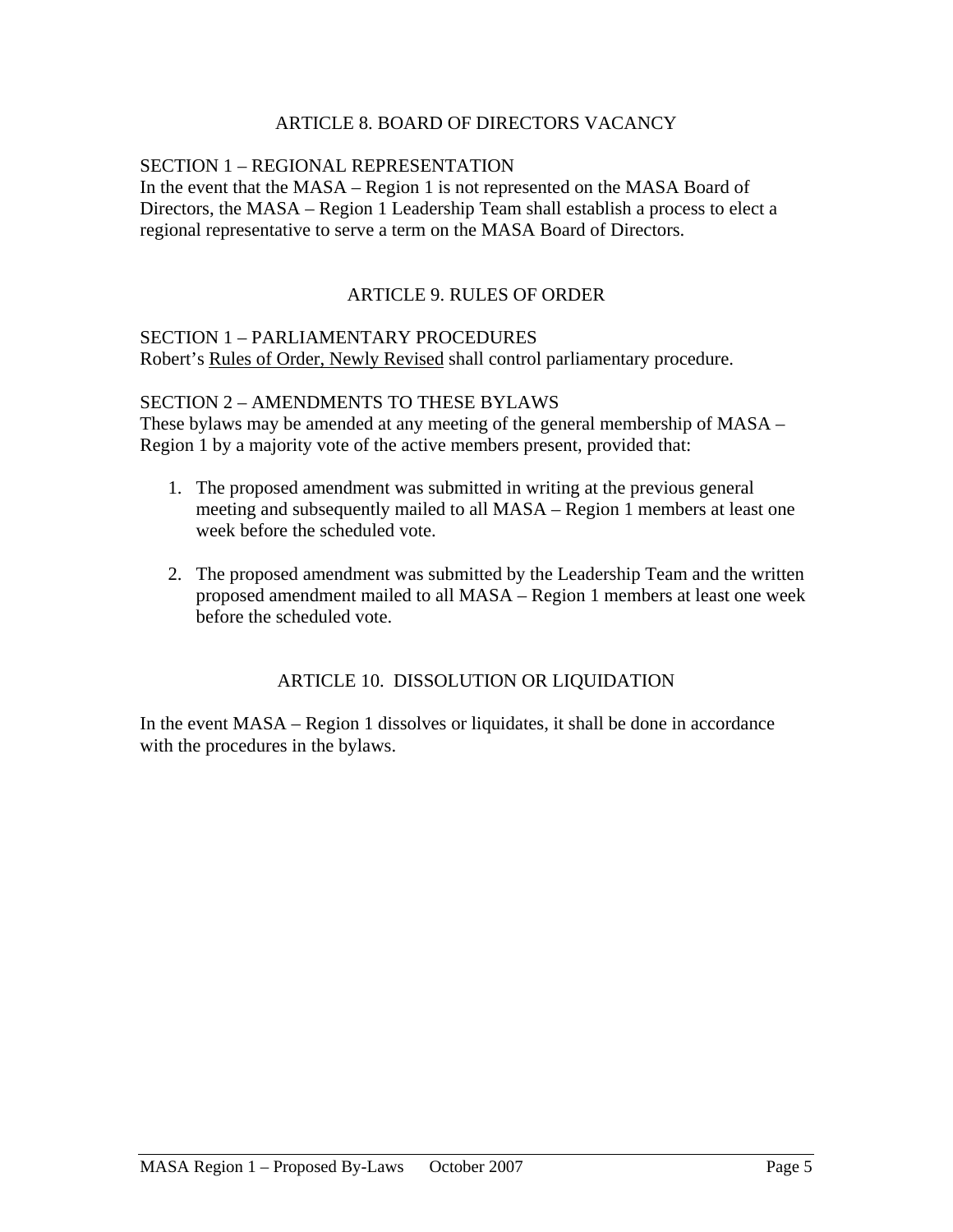## ARTICLE 8. BOARD OF DIRECTORS VACANCY

### SECTION 1 – REGIONAL REPRESENTATION

In the event that the MASA – Region 1 is not represented on the MASA Board of Directors, the MASA – Region 1 Leadership Team shall establish a process to elect a regional representative to serve a term on the MASA Board of Directors.

## ARTICLE 9. RULES OF ORDER

### SECTION 1 – PARLIAMENTARY PROCEDURES

Robert's Rules of Order, Newly Revised shall control parliamentary procedure.

### SECTION 2 – AMENDMENTS TO THESE BYLAWS

These bylaws may be amended at any meeting of the general membership of MASA – Region 1 by a majority vote of the active members present, provided that:

1. The proposed amendment was submitted in writing at the previous general meeting and subsequently mailed to all MASA – Region 1 members at least one week before the scheduled vote.

2. The proposed amendment was submitted by the Leadership Team and the written proposed amendment mailed to all MASA – Region 1 members at least one week before the scheduled vote.

## ARTICLE 10. DISSOLUTION OR LIQUIDATION

In the event MASA – Region 1 dissolves or liquidates, it shall be done in accordance with the procedures in the bylaws.